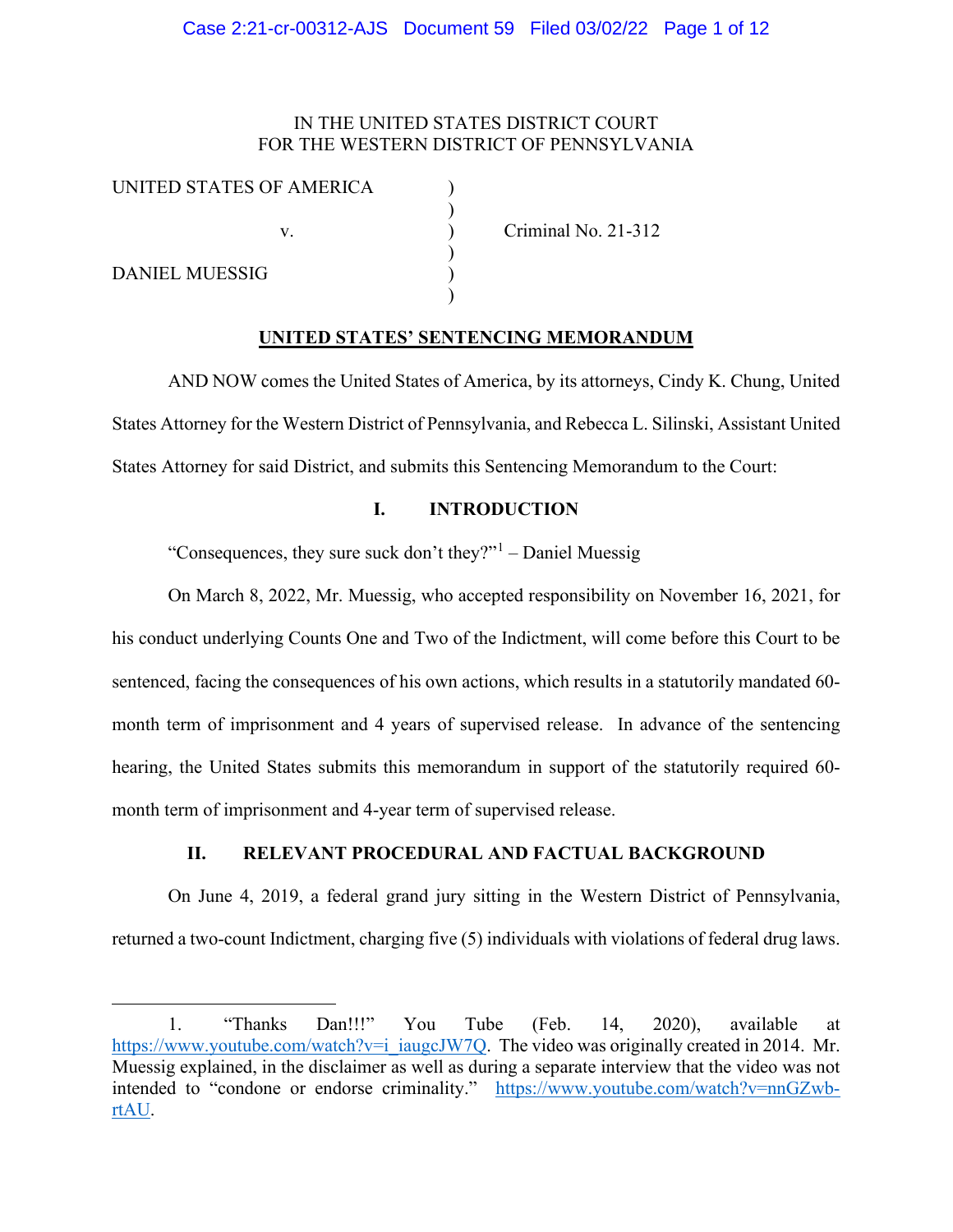IN THE UNITED STATES DISTRICT COURT
FOR THE WESTERN DISTRICT OF PENNSYLVANIA

| | | |
|---|---|---|
| UNITED STATES OF AMERICA | ) | |
| | ) | |
| v. | ) | Criminal No. 21-312 |
| | ) | |
| DANIEL MUESSIG | ) | |
| | ) | |

**UNITED STATES' SENTENCING MEMORANDUM**

AND NOW comes the United States of America, by its attorneys, Cindy K. Chung, United States Attorney for the Western District of Pennsylvania, and Rebecca L. Silinski, Assistant United States Attorney for said District, and submits this Sentencing Memorandum to the Court:

## I. INTRODUCTION

"Consequences, they sure suck don't they?"[1] – Daniel Muessig

On March 8, 2022, Mr. Muessig, who accepted responsibility on November 16, 2021, for his conduct underlying Counts One and Two of the Indictment, will come before this Court to be sentenced, facing the consequences of his own actions, which results in a statutorily mandated 60-month term of imprisonment and 4 years of supervised release. In advance of the sentencing hearing, the United States submits this memorandum in support of the statutorily required 60-month term of imprisonment and 4-year term of supervised release.

## II. RELEVANT PROCEDURAL AND FACTUAL BACKGROUND

On June 4, 2019, a federal grand jury sitting in the Western District of Pennsylvania, returned a two-count Indictment, charging five (5) individuals with violations of federal drug laws.

---

1. "Thanks Dan!!!" You Tube (Feb. 14, 2020), available at https://www.youtube.com/watch?v=i_iaugcJW7Q. The video was originally created in 2014. Mr. Muessig explained, in the disclaimer as well as during a separate interview that the video was not intended to "condone or endorse criminality." https://www.youtube.com/watch?v=nnGZwb-rtAU.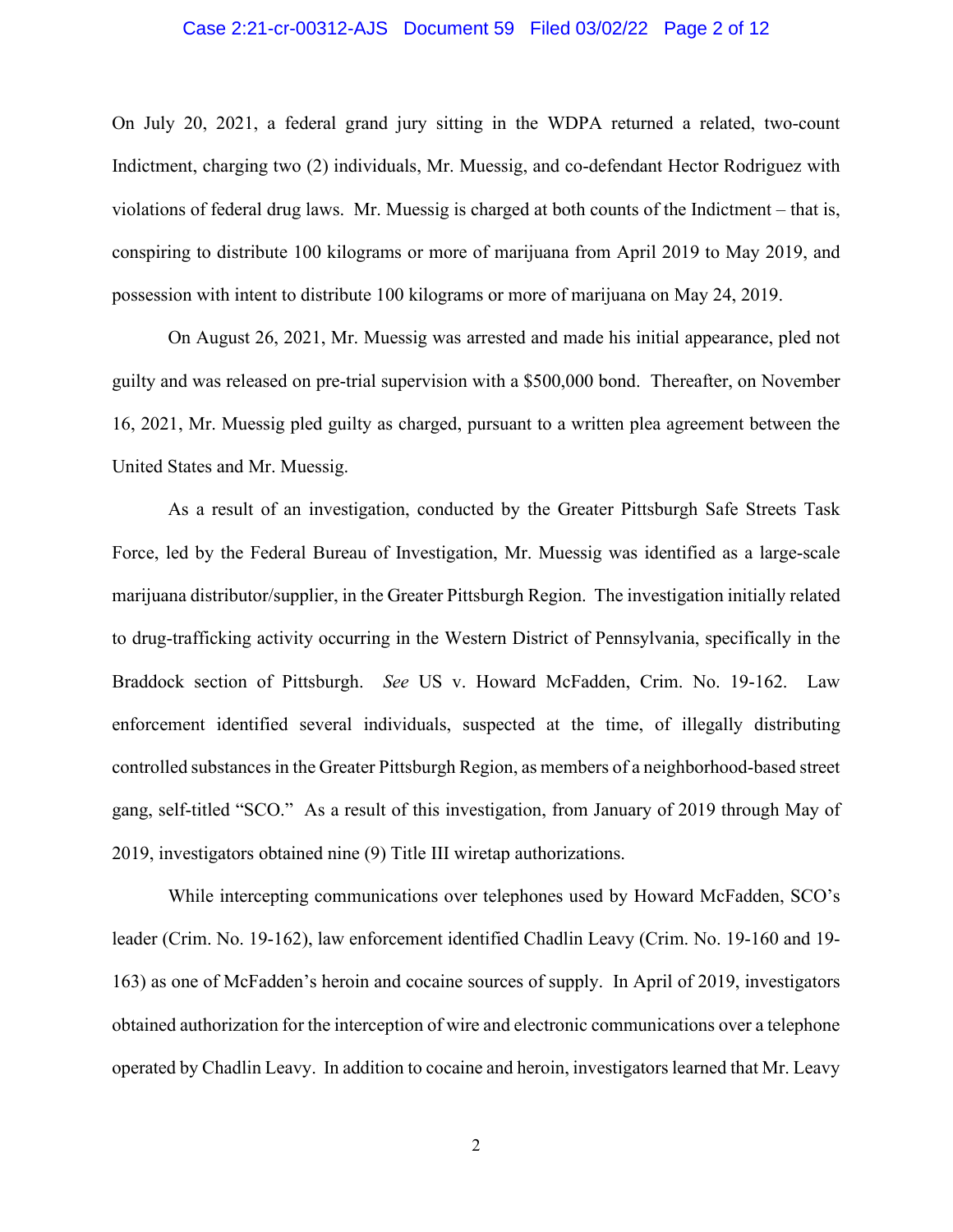On July 20, 2021, a federal grand jury sitting in the WDPA returned a related, two-count Indictment, charging two (2) individuals, Mr. Muessig, and co-defendant Hector Rodriguez with violations of federal drug laws. Mr. Muessig is charged at both counts of the Indictment – that is, conspiring to distribute 100 kilograms or more of marijuana from April 2019 to May 2019, and possession with intent to distribute 100 kilograms or more of marijuana on May 24, 2019.

On August 26, 2021, Mr. Muessig was arrested and made his initial appearance, pled not guilty and was released on pre-trial supervision with a $500,000 bond. Thereafter, on November 16, 2021, Mr. Muessig pled guilty as charged, pursuant to a written plea agreement between the United States and Mr. Muessig.

As a result of an investigation, conducted by the Greater Pittsburgh Safe Streets Task Force, led by the Federal Bureau of Investigation, Mr. Muessig was identified as a large-scale marijuana distributor/supplier, in the Greater Pittsburgh Region. The investigation initially related to drug-trafficking activity occurring in the Western District of Pennsylvania, specifically in the Braddock section of Pittsburgh. *See* US v. Howard McFadden, Crim. No. 19-162. Law enforcement identified several individuals, suspected at the time, of illegally distributing controlled substances in the Greater Pittsburgh Region, as members of a neighborhood-based street gang, self-titled "SCO." As a result of this investigation, from January of 2019 through May of 2019, investigators obtained nine (9) Title III wiretap authorizations.

While intercepting communications over telephones used by Howard McFadden, SCO's leader (Crim. No. 19-162), law enforcement identified Chadlin Leavy (Crim. No. 19-160 and 19-163) as one of McFadden's heroin and cocaine sources of supply. In April of 2019, investigators obtained authorization for the interception of wire and electronic communications over a telephone operated by Chadlin Leavy. In addition to cocaine and heroin, investigators learned that Mr. Leavy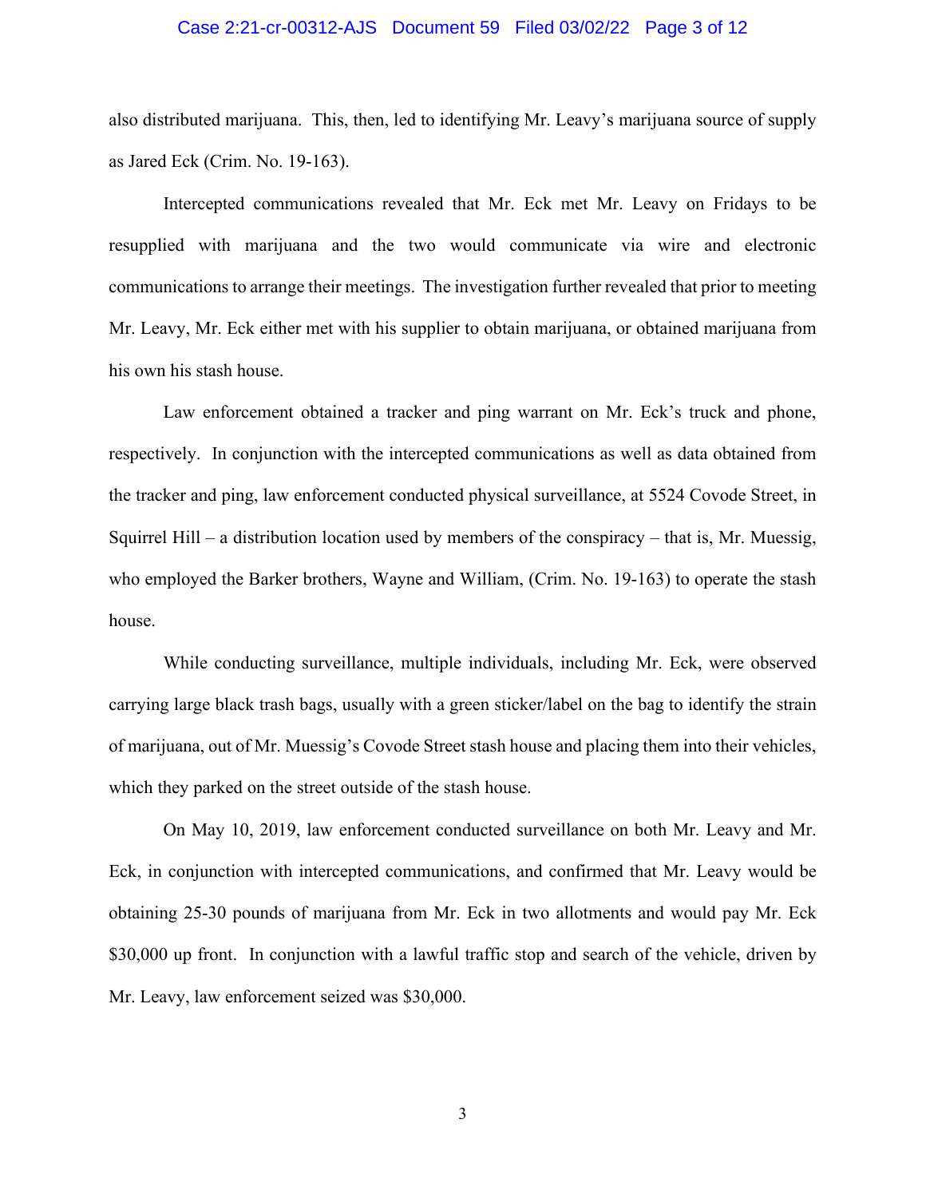also distributed marijuana. This, then, led to identifying Mr. Leavy's marijuana source of supply as Jared Eck (Crim. No. 19-163).

Intercepted communications revealed that Mr. Eck met Mr. Leavy on Fridays to be resupplied with marijuana and the two would communicate via wire and electronic communications to arrange their meetings. The investigation further revealed that prior to meeting Mr. Leavy, Mr. Eck either met with his supplier to obtain marijuana, or obtained marijuana from his own his stash house.

Law enforcement obtained a tracker and ping warrant on Mr. Eck's truck and phone, respectively. In conjunction with the intercepted communications as well as data obtained from the tracker and ping, law enforcement conducted physical surveillance, at 5524 Covode Street, in Squirrel Hill – a distribution location used by members of the conspiracy – that is, Mr. Muessig, who employed the Barker brothers, Wayne and William, (Crim. No. 19-163) to operate the stash house.

While conducting surveillance, multiple individuals, including Mr. Eck, were observed carrying large black trash bags, usually with a green sticker/label on the bag to identify the strain of marijuana, out of Mr. Muessig's Covode Street stash house and placing them into their vehicles, which they parked on the street outside of the stash house.

On May 10, 2019, law enforcement conducted surveillance on both Mr. Leavy and Mr. Eck, in conjunction with intercepted communications, and confirmed that Mr. Leavy would be obtaining 25-30 pounds of marijuana from Mr. Eck in two allotments and would pay Mr. Eck $30,000 up front. In conjunction with a lawful traffic stop and search of the vehicle, driven by Mr. Leavy, law enforcement seized was $30,000.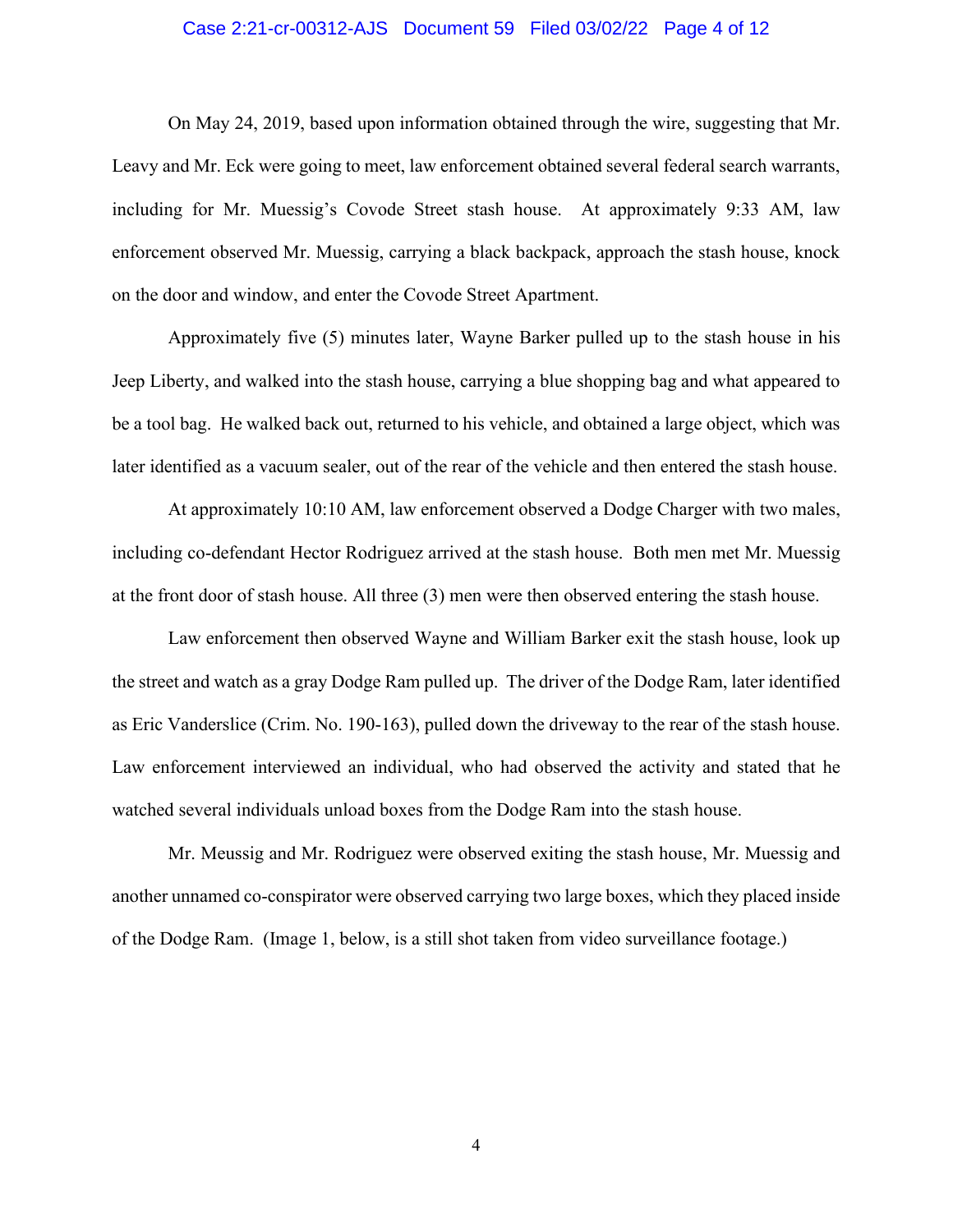On May 24, 2019, based upon information obtained through the wire, suggesting that Mr. Leavy and Mr. Eck were going to meet, law enforcement obtained several federal search warrants, including for Mr. Muessig's Covode Street stash house. At approximately 9:33 AM, law enforcement observed Mr. Muessig, carrying a black backpack, approach the stash house, knock on the door and window, and enter the Covode Street Apartment.

Approximately five (5) minutes later, Wayne Barker pulled up to the stash house in his Jeep Liberty, and walked into the stash house, carrying a blue shopping bag and what appeared to be a tool bag. He walked back out, returned to his vehicle, and obtained a large object, which was later identified as a vacuum sealer, out of the rear of the vehicle and then entered the stash house.

At approximately 10:10 AM, law enforcement observed a Dodge Charger with two males, including co-defendant Hector Rodriguez arrived at the stash house. Both men met Mr. Muessig at the front door of stash house. All three (3) men were then observed entering the stash house.

Law enforcement then observed Wayne and William Barker exit the stash house, look up the street and watch as a gray Dodge Ram pulled up. The driver of the Dodge Ram, later identified as Eric Vanderslice (Crim. No. 190-163), pulled down the driveway to the rear of the stash house. Law enforcement interviewed an individual, who had observed the activity and stated that he watched several individuals unload boxes from the Dodge Ram into the stash house.

Mr. Meussig and Mr. Rodriguez were observed exiting the stash house, Mr. Muessig and another unnamed co-conspirator were observed carrying two large boxes, which they placed inside of the Dodge Ram. (Image 1, below, is a still shot taken from video surveillance footage.)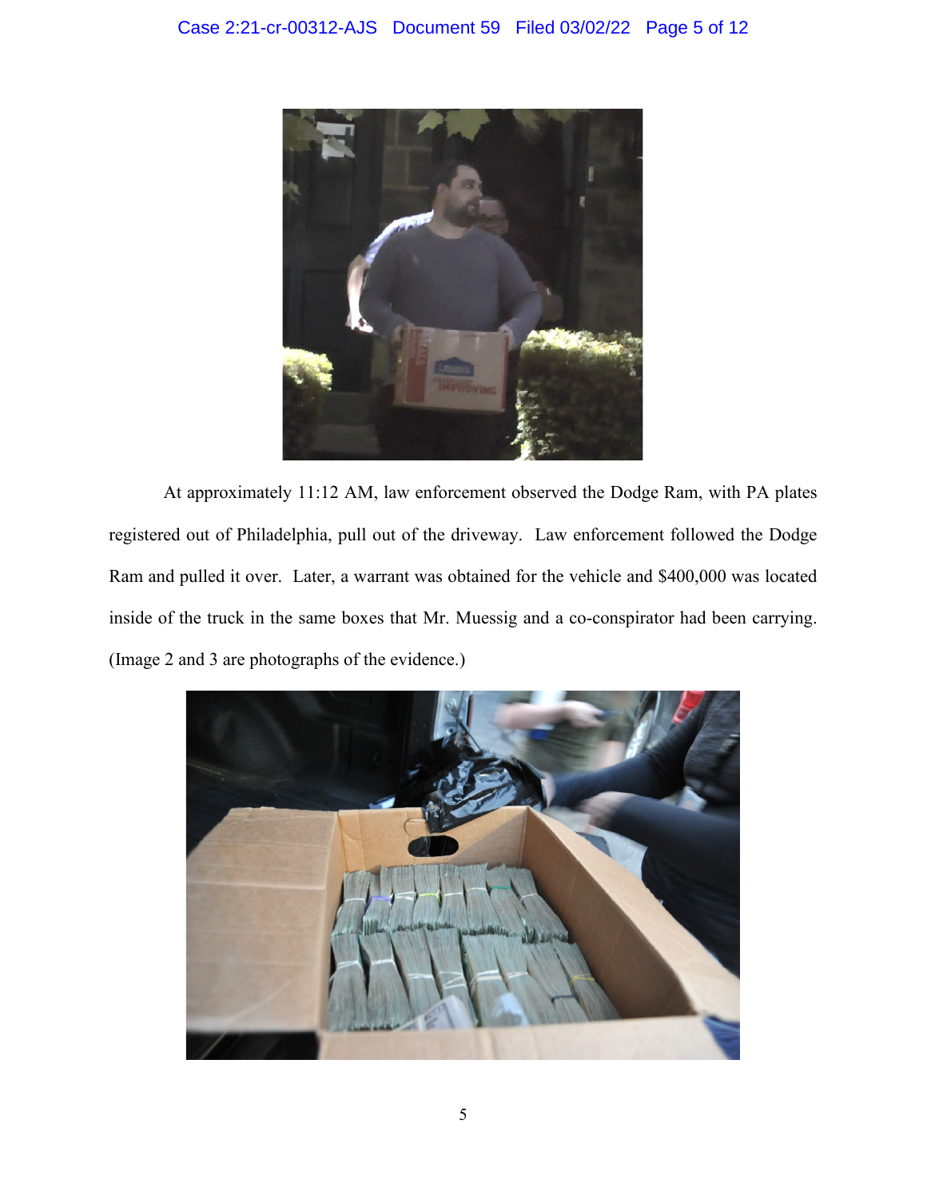At approximately 11:12 AM, law enforcement observed the Dodge Ram, with PA plates registered out of Philadelphia, pull out of the driveway. Law enforcement followed the Dodge Ram and pulled it over. Later, a warrant was obtained for the vehicle and $400,000 was located inside of the truck in the same boxes that Mr. Muessig and a co-conspirator had been carrying. (Image 2 and 3 are photographs of the evidence.)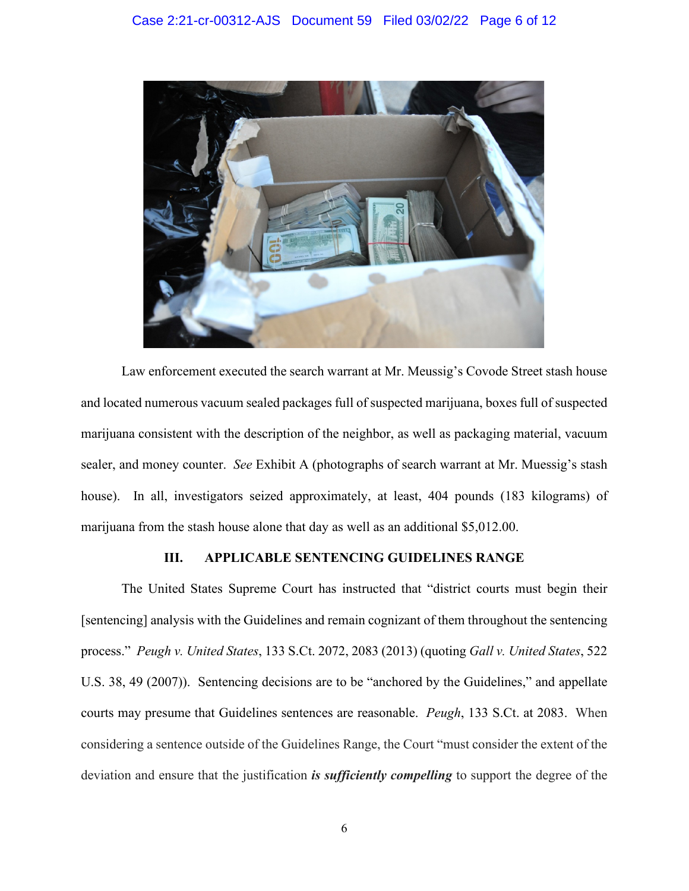Law enforcement executed the search warrant at Mr. Meussig's Covode Street stash house and located numerous vacuum sealed packages full of suspected marijuana, boxes full of suspected marijuana consistent with the description of the neighbor, as well as packaging material, vacuum sealer, and money counter. *See* Exhibit A (photographs of search warrant at Mr. Muessig's stash house). In all, investigators seized approximately, at least, 404 pounds (183 kilograms) of marijuana from the stash house alone that day as well as an additional $5,012.00.

## III. APPLICABLE SENTENCING GUIDELINES RANGE

The United States Supreme Court has instructed that "district courts must begin their [sentencing] analysis with the Guidelines and remain cognizant of them throughout the sentencing process." *Peugh v. United States*, 133 S.Ct. 2072, 2083 (2013) (quoting *Gall v. United States*, 522 U.S. 38, 49 (2007)). Sentencing decisions are to be "anchored by the Guidelines," and appellate courts may presume that Guidelines sentences are reasonable. *Peugh*, 133 S.Ct. at 2083. When considering a sentence outside of the Guidelines Range, the Court "must consider the extent of the deviation and ensure that the justification ***is sufficiently compelling*** to support the degree of the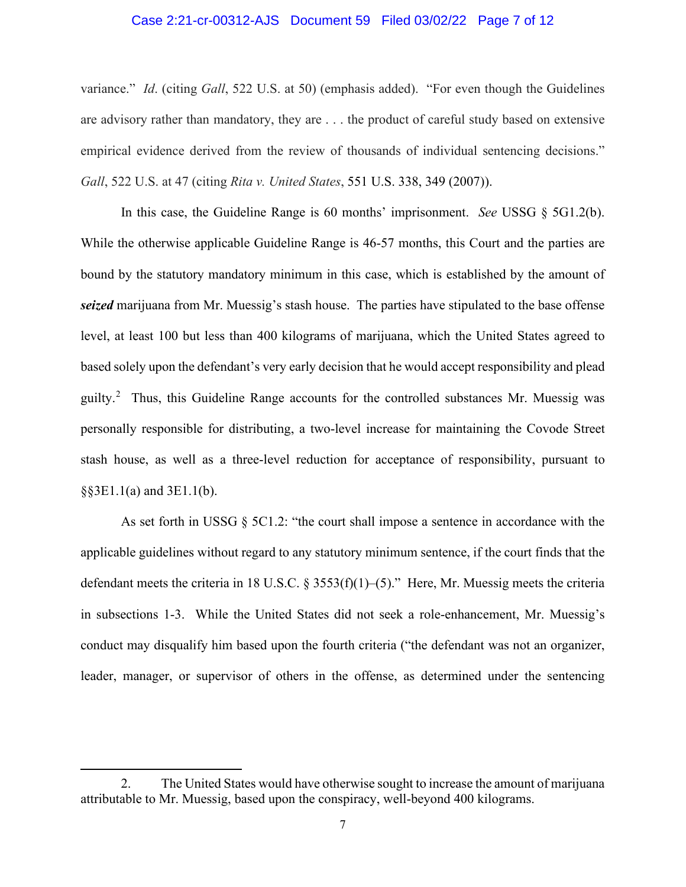variance." *Id*. (citing *Gall*, 522 U.S. at 50) (emphasis added). "For even though the Guidelines are advisory rather than mandatory, they are . . . the product of careful study based on extensive empirical evidence derived from the review of thousands of individual sentencing decisions." *Gall*, 522 U.S. at 47 (citing *Rita v. United States*, 551 U.S. 338, 349 (2007)).

In this case, the Guideline Range is 60 months' imprisonment. *See* USSG § 5G1.2(b). While the otherwise applicable Guideline Range is 46-57 months, this Court and the parties are bound by the statutory mandatory minimum in this case, which is established by the amount of ***seized*** marijuana from Mr. Muessig's stash house. The parties have stipulated to the base offense level, at least 100 but less than 400 kilograms of marijuana, which the United States agreed to based solely upon the defendant's very early decision that he would accept responsibility and plead guilty.[2] Thus, this Guideline Range accounts for the controlled substances Mr. Muessig was personally responsible for distributing, a two-level increase for maintaining the Covode Street stash house, as well as a three-level reduction for acceptance of responsibility, pursuant to §§3E1.1(a) and 3E1.1(b).

As set forth in USSG § 5C1.2: "the court shall impose a sentence in accordance with the applicable guidelines without regard to any statutory minimum sentence, if the court finds that the defendant meets the criteria in 18 U.S.C. § 3553(f)(1)–(5)." Here, Mr. Muessig meets the criteria in subsections 1-3. While the United States did not seek a role-enhancement, Mr. Muessig's conduct may disqualify him based upon the fourth criteria ("the defendant was not an organizer, leader, manager, or supervisor of others in the offense, as determined under the sentencing

---

2. The United States would have otherwise sought to increase the amount of marijuana attributable to Mr. Muessig, based upon the conspiracy, well-beyond 400 kilograms.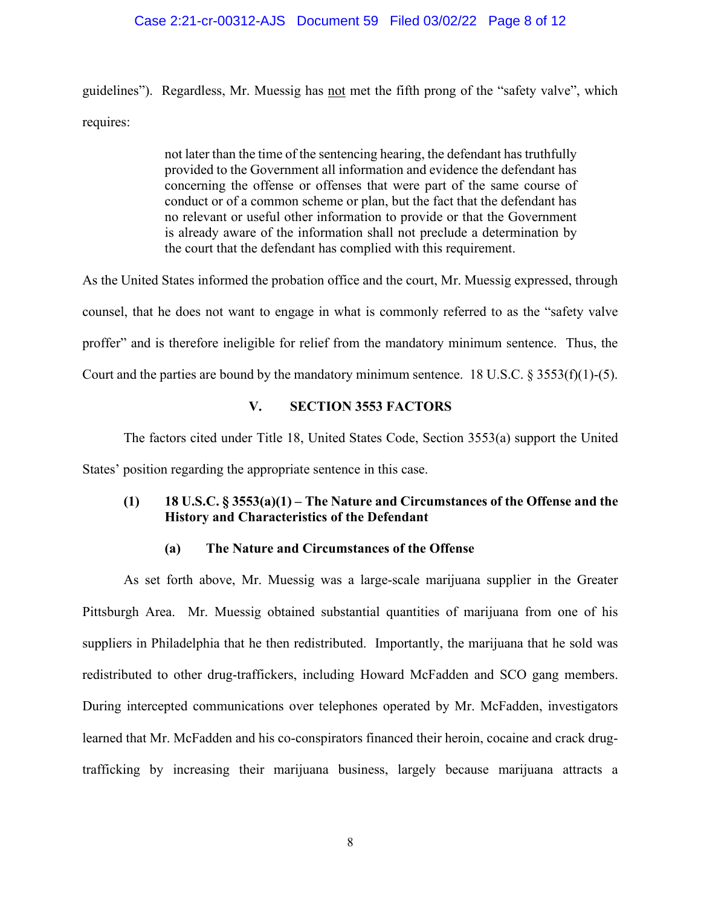guidelines"). Regardless, Mr. Muessig has <u>not</u> met the fifth prong of the "safety valve", which requires:

> not later than the time of the sentencing hearing, the defendant has truthfully provided to the Government all information and evidence the defendant has concerning the offense or offenses that were part of the same course of conduct or of a common scheme or plan, but the fact that the defendant has no relevant or useful other information to provide or that the Government is already aware of the information shall not preclude a determination by the court that the defendant has complied with this requirement.

As the United States informed the probation office and the court, Mr. Muessig expressed, through counsel, that he does not want to engage in what is commonly referred to as the "safety valve proffer" and is therefore ineligible for relief from the mandatory minimum sentence. Thus, the Court and the parties are bound by the mandatory minimum sentence. 18 U.S.C. § 3553(f)(1)-(5).

## V. SECTION 3553 FACTORS

The factors cited under Title 18, United States Code, Section 3553(a) support the United States' position regarding the appropriate sentence in this case.

### (1) 18 U.S.C. § 3553(a)(1) – The Nature and Circumstances of the Offense and the History and Characteristics of the Defendant

#### (a) The Nature and Circumstances of the Offense

As set forth above, Mr. Muessig was a large-scale marijuana supplier in the Greater Pittsburgh Area. Mr. Muessig obtained substantial quantities of marijuana from one of his suppliers in Philadelphia that he then redistributed. Importantly, the marijuana that he sold was redistributed to other drug-traffickers, including Howard McFadden and SCO gang members. During intercepted communications over telephones operated by Mr. McFadden, investigators learned that Mr. McFadden and his co-conspirators financed their heroin, cocaine and crack drug-trafficking by increasing their marijuana business, largely because marijuana attracts a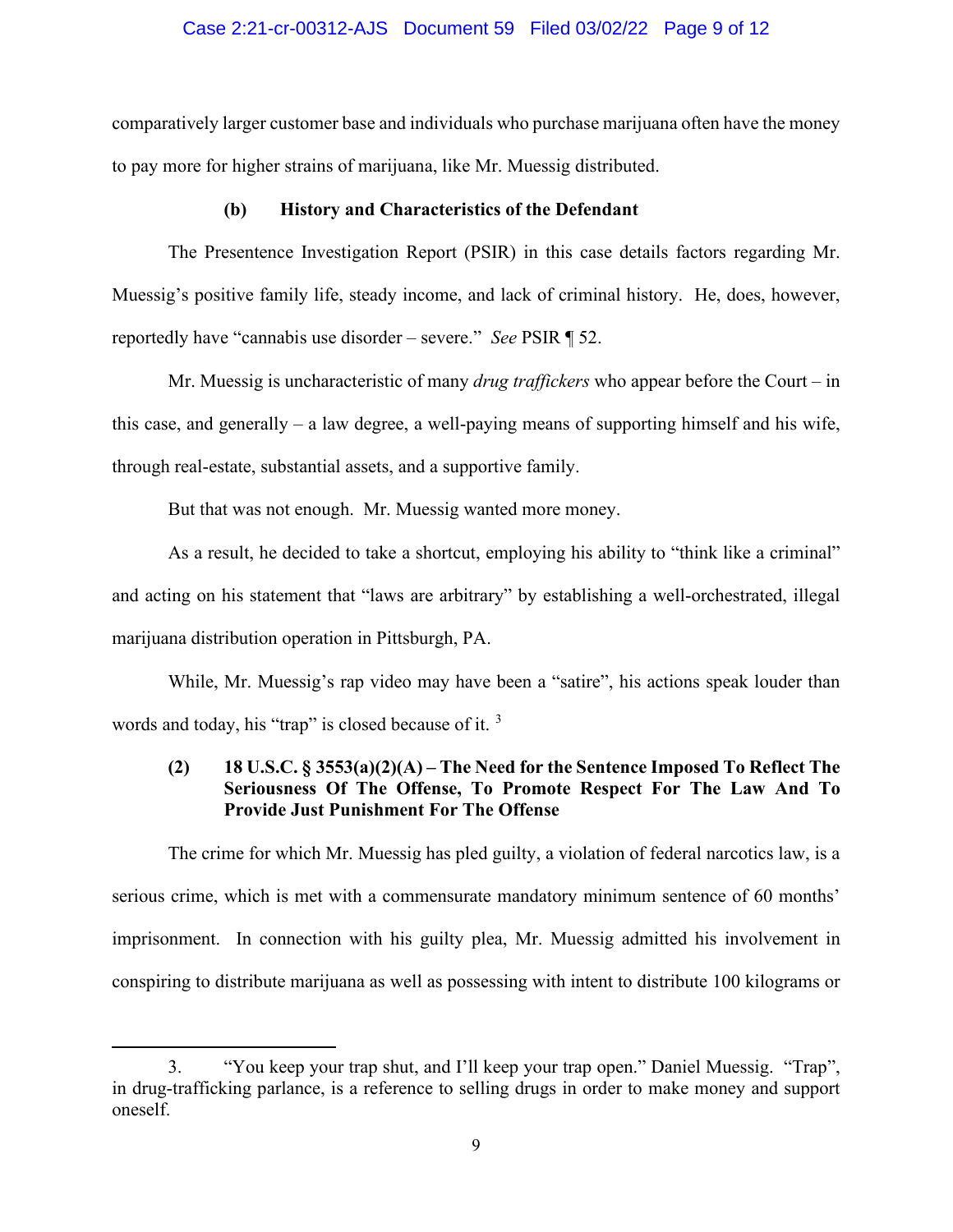comparatively larger customer base and individuals who purchase marijuana often have the money to pay more for higher strains of marijuana, like Mr. Muessig distributed.

**(b) History and Characteristics of the Defendant**

The Presentence Investigation Report (PSIR) in this case details factors regarding Mr. Muessig's positive family life, steady income, and lack of criminal history. He, does, however, reportedly have "cannabis use disorder – severe." *See* PSIR ¶ 52.

Mr. Muessig is uncharacteristic of many *drug traffickers* who appear before the Court – in this case, and generally – a law degree, a well-paying means of supporting himself and his wife, through real-estate, substantial assets, and a supportive family.

But that was not enough. Mr. Muessig wanted more money.

As a result, he decided to take a shortcut, employing his ability to "think like a criminal" and acting on his statement that "laws are arbitrary" by establishing a well-orchestrated, illegal marijuana distribution operation in Pittsburgh, PA.

While, Mr. Muessig's rap video may have been a "satire", his actions speak louder than words and today, his "trap" is closed because of it. [3]

**(2) 18 U.S.C. § 3553(a)(2)(A) – The Need for the Sentence Imposed To Reflect The Seriousness Of The Offense, To Promote Respect For The Law And To Provide Just Punishment For The Offense**

The crime for which Mr. Muessig has pled guilty, a violation of federal narcotics law, is a serious crime, which is met with a commensurate mandatory minimum sentence of 60 months' imprisonment. In connection with his guilty plea, Mr. Muessig admitted his involvement in conspiring to distribute marijuana as well as possessing with intent to distribute 100 kilograms or

---

3. "You keep your trap shut, and I'll keep your trap open." Daniel Muessig. "Trap", in drug-trafficking parlance, is a reference to selling drugs in order to make money and support oneself.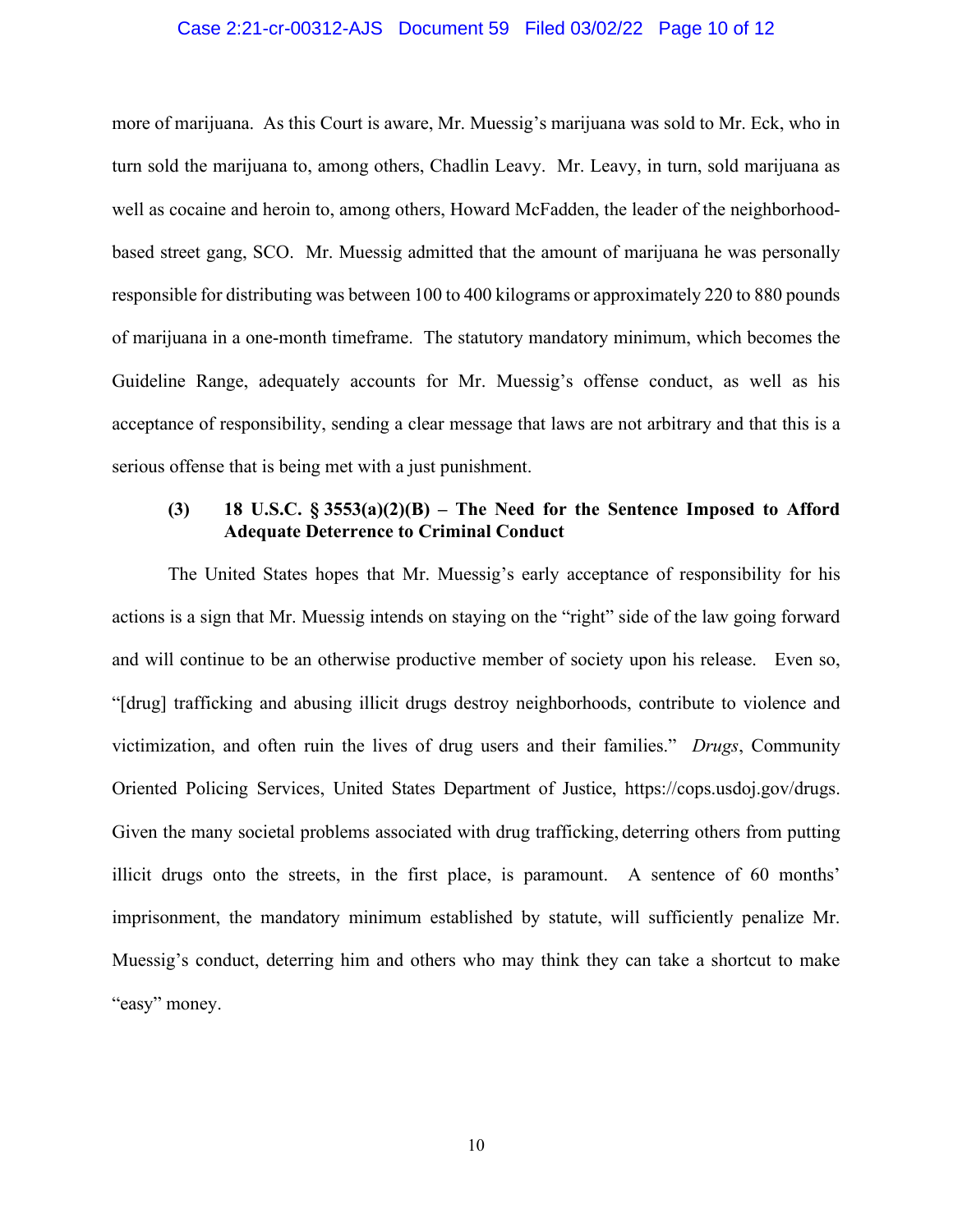more of marijuana. As this Court is aware, Mr. Muessig's marijuana was sold to Mr. Eck, who in turn sold the marijuana to, among others, Chadlin Leavy. Mr. Leavy, in turn, sold marijuana as well as cocaine and heroin to, among others, Howard McFadden, the leader of the neighborhood-based street gang, SCO. Mr. Muessig admitted that the amount of marijuana he was personally responsible for distributing was between 100 to 400 kilograms or approximately 220 to 880 pounds of marijuana in a one-month timeframe. The statutory mandatory minimum, which becomes the Guideline Range, adequately accounts for Mr. Muessig's offense conduct, as well as his acceptance of responsibility, sending a clear message that laws are not arbitrary and that this is a serious offense that is being met with a just punishment.

### (3) 18 U.S.C. § 3553(a)(2)(B) – The Need for the Sentence Imposed to Afford Adequate Deterrence to Criminal Conduct

The United States hopes that Mr. Muessig's early acceptance of responsibility for his actions is a sign that Mr. Muessig intends on staying on the "right" side of the law going forward and will continue to be an otherwise productive member of society upon his release. Even so, "[drug] trafficking and abusing illicit drugs destroy neighborhoods, contribute to violence and victimization, and often ruin the lives of drug users and their families." *Drugs*, Community Oriented Policing Services, United States Department of Justice, https://cops.usdoj.gov/drugs. Given the many societal problems associated with drug trafficking, deterring others from putting illicit drugs onto the streets, in the first place, is paramount. A sentence of 60 months' imprisonment, the mandatory minimum established by statute, will sufficiently penalize Mr. Muessig's conduct, deterring him and others who may think they can take a shortcut to make "easy" money.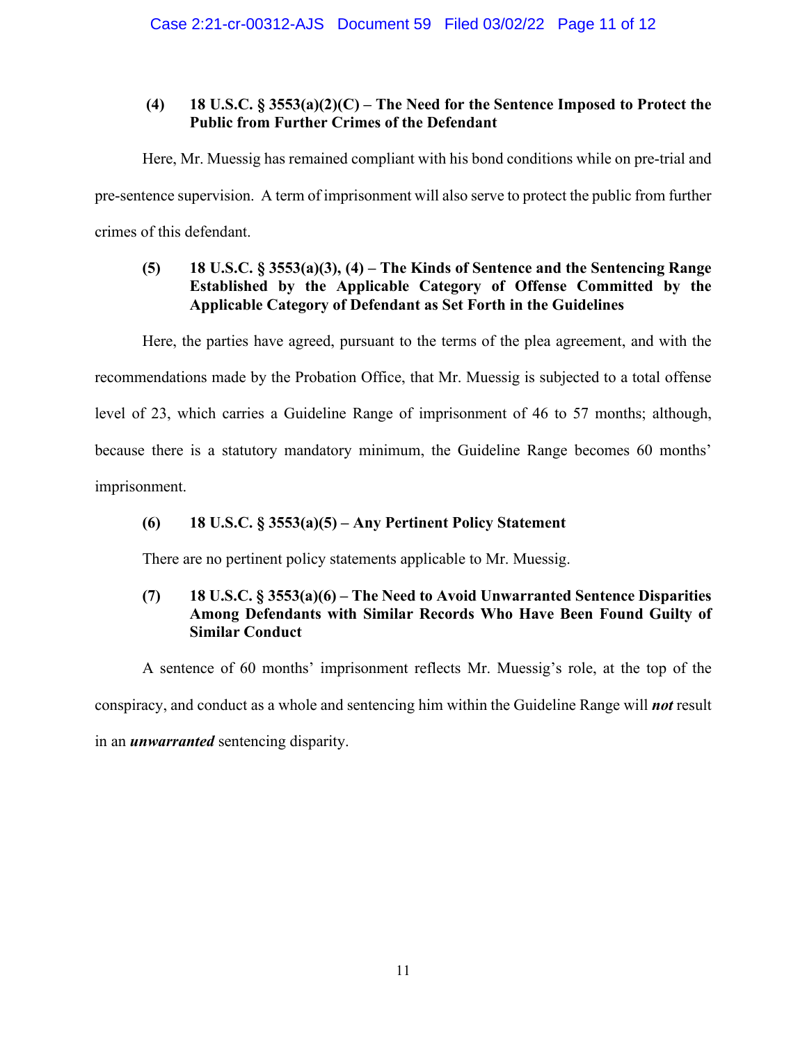**(4) 18 U.S.C. § 3553(a)(2)(C) – The Need for the Sentence Imposed to Protect the Public from Further Crimes of the Defendant**

Here, Mr. Muessig has remained compliant with his bond conditions while on pre-trial and pre-sentence supervision. A term of imprisonment will also serve to protect the public from further crimes of this defendant.

**(5) 18 U.S.C. § 3553(a)(3), (4) – The Kinds of Sentence and the Sentencing Range Established by the Applicable Category of Offense Committed by the Applicable Category of Defendant as Set Forth in the Guidelines**

Here, the parties have agreed, pursuant to the terms of the plea agreement, and with the recommendations made by the Probation Office, that Mr. Muessig is subjected to a total offense level of 23, which carries a Guideline Range of imprisonment of 46 to 57 months; although, because there is a statutory mandatory minimum, the Guideline Range becomes 60 months' imprisonment.

**(6) 18 U.S.C. § 3553(a)(5) – Any Pertinent Policy Statement**

There are no pertinent policy statements applicable to Mr. Muessig.

**(7) 18 U.S.C. § 3553(a)(6) – The Need to Avoid Unwarranted Sentence Disparities Among Defendants with Similar Records Who Have Been Found Guilty of Similar Conduct**

A sentence of 60 months' imprisonment reflects Mr. Muessig's role, at the top of the conspiracy, and conduct as a whole and sentencing him within the Guideline Range will ***not*** result in an ***unwarranted*** sentencing disparity.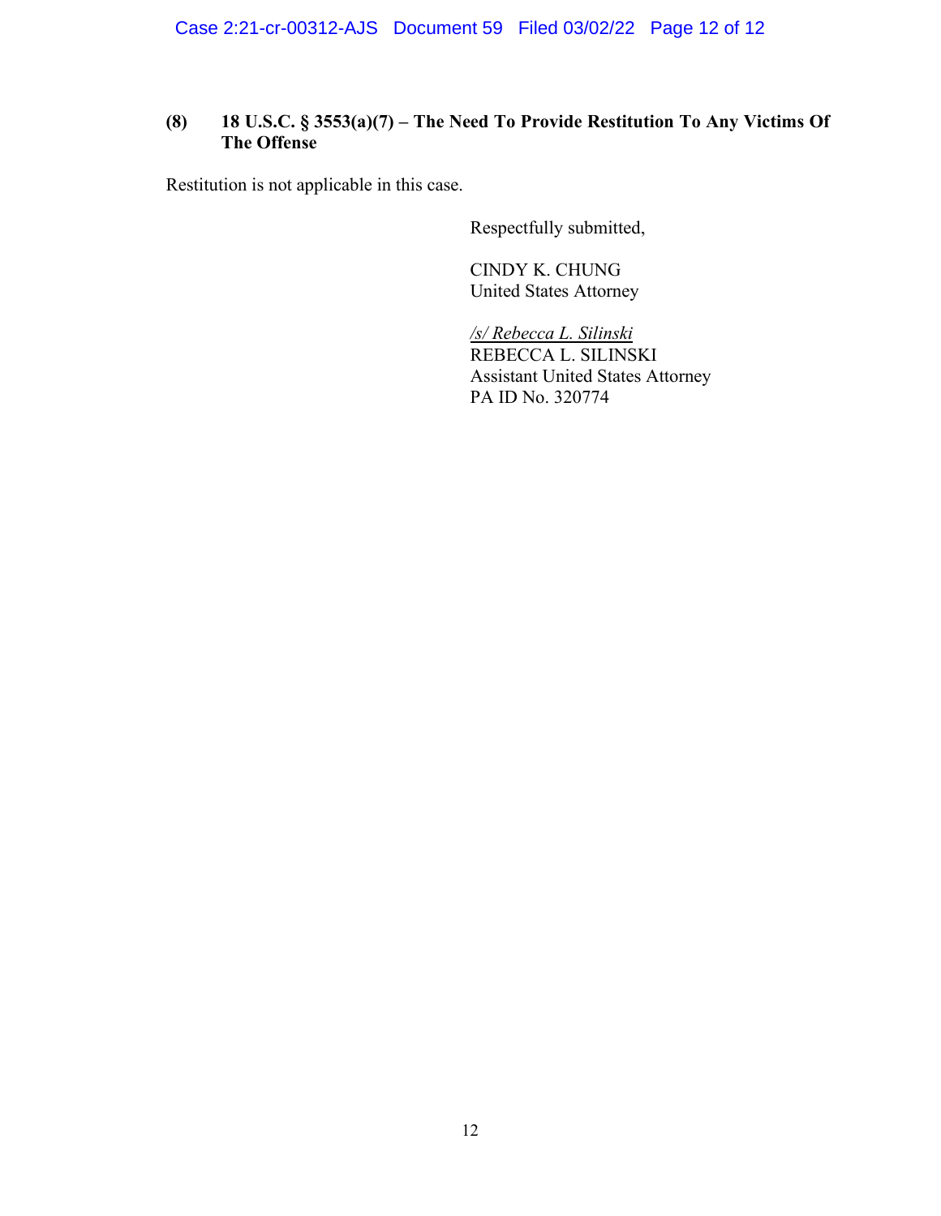**(8) 18 U.S.C. § 3553(a)(7) – The Need To Provide Restitution To Any Victims Of The Offense**

Restitution is not applicable in this case.

Respectfully submitted,

CINDY K. CHUNG
United States Attorney

*/s/ Rebecca L. Silinski*
REBECCA L. SILINSKI
Assistant United States Attorney
PA ID No. 320774